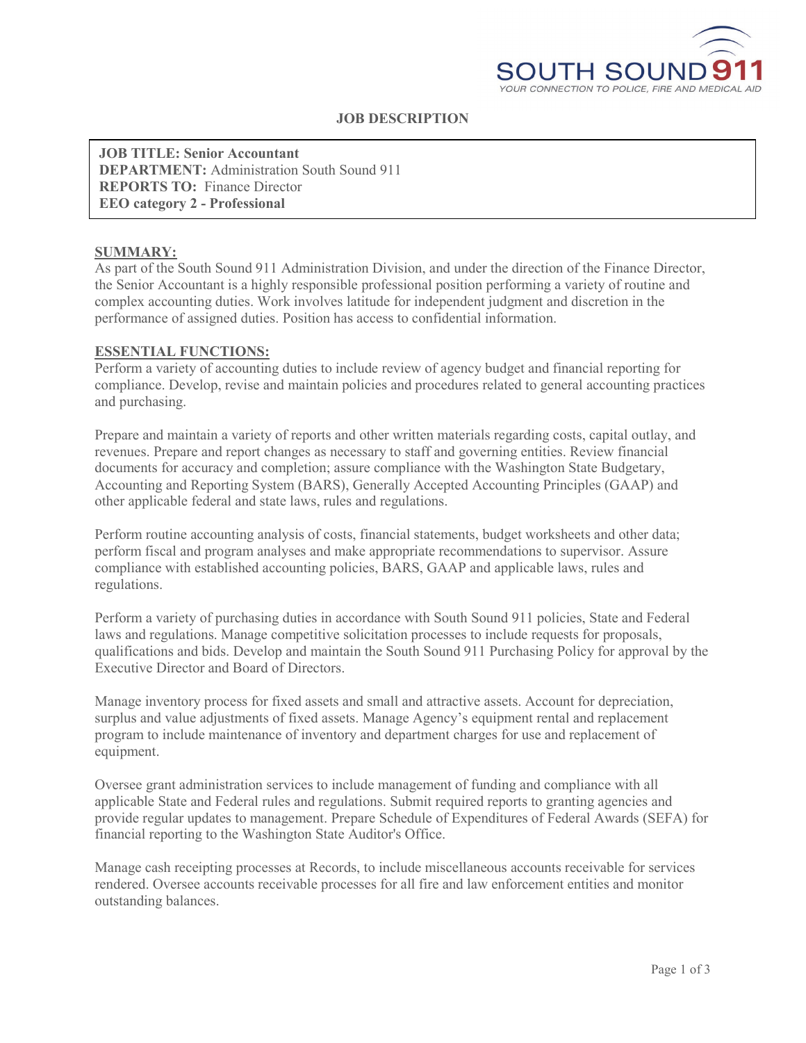SOUTH SOUND 911

*YOUR CONNECTION TO POLICE, FIRE AND MEDICAL AID*

# JOB DESCRIPTION

**JOB TITLE: Senior Accountant**
**DEPARTMENT:** Administration South Sound 911
**REPORTS TO:** Finance Director
**EEO category 2 - Professional**

## SUMMARY:

As part of the South Sound 911 Administration Division, and under the direction of the Finance Director, the Senior Accountant is a highly responsible professional position performing a variety of routine and complex accounting duties. Work involves latitude for independent judgment and discretion in the performance of assigned duties. Position has access to confidential information.

## ESSENTIAL FUNCTIONS:

Perform a variety of accounting duties to include review of agency budget and financial reporting for compliance. Develop, revise and maintain policies and procedures related to general accounting practices and purchasing.

Prepare and maintain a variety of reports and other written materials regarding costs, capital outlay, and revenues. Prepare and report changes as necessary to staff and governing entities. Review financial documents for accuracy and completion; assure compliance with the Washington State Budgetary, Accounting and Reporting System (BARS), Generally Accepted Accounting Principles (GAAP) and other applicable federal and state laws, rules and regulations.

Perform routine accounting analysis of costs, financial statements, budget worksheets and other data; perform fiscal and program analyses and make appropriate recommendations to supervisor. Assure compliance with established accounting policies, BARS, GAAP and applicable laws, rules and regulations.

Perform a variety of purchasing duties in accordance with South Sound 911 policies, State and Federal laws and regulations. Manage competitive solicitation processes to include requests for proposals, qualifications and bids. Develop and maintain the South Sound 911 Purchasing Policy for approval by the Executive Director and Board of Directors.

Manage inventory process for fixed assets and small and attractive assets. Account for depreciation, surplus and value adjustments of fixed assets. Manage Agency's equipment rental and replacement program to include maintenance of inventory and department charges for use and replacement of equipment.

Oversee grant administration services to include management of funding and compliance with all applicable State and Federal rules and regulations. Submit required reports to granting agencies and provide regular updates to management. Prepare Schedule of Expenditures of Federal Awards (SEFA) for financial reporting to the Washington State Auditor's Office.

Manage cash receipting processes at Records, to include miscellaneous accounts receivable for services rendered. Oversee accounts receivable processes for all fire and law enforcement entities and monitor outstanding balances.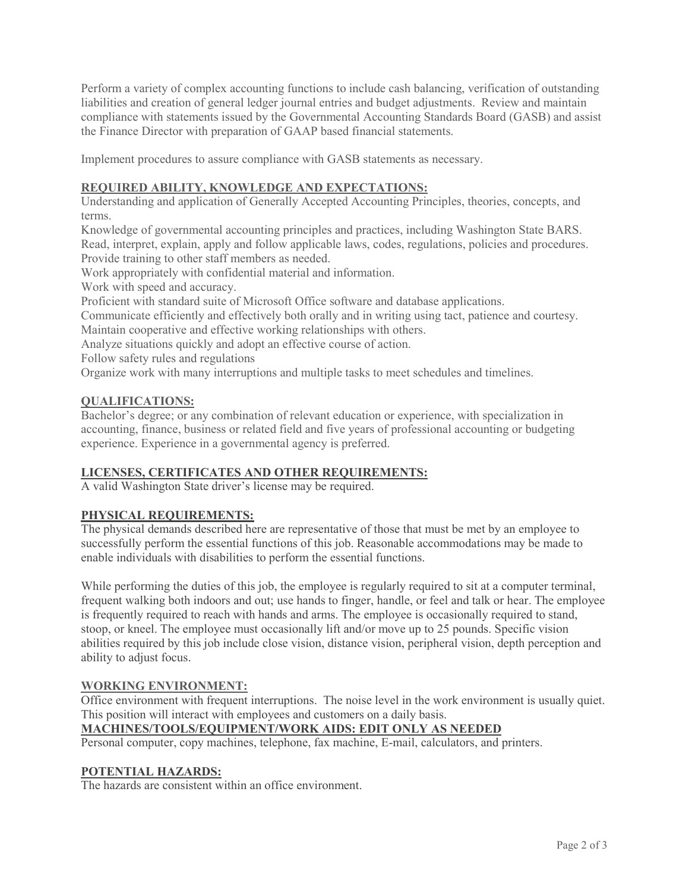Perform a variety of complex accounting functions to include cash balancing, verification of outstanding liabilities and creation of general ledger journal entries and budget adjustments. Review and maintain compliance with statements issued by the Governmental Accounting Standards Board (GASB) and assist the Finance Director with preparation of GAAP based financial statements.

Implement procedures to assure compliance with GASB statements as necessary.

## REQUIRED ABILITY, KNOWLEDGE AND EXPECTATIONS:

Understanding and application of Generally Accepted Accounting Principles, theories, concepts, and terms.
Knowledge of governmental accounting principles and practices, including Washington State BARS.
Read, interpret, explain, apply and follow applicable laws, codes, regulations, policies and procedures.
Provide training to other staff members as needed.
Work appropriately with confidential material and information.
Work with speed and accuracy.
Proficient with standard suite of Microsoft Office software and database applications.
Communicate efficiently and effectively both orally and in writing using tact, patience and courtesy.
Maintain cooperative and effective working relationships with others.
Analyze situations quickly and adopt an effective course of action.
Follow safety rules and regulations
Organize work with many interruptions and multiple tasks to meet schedules and timelines.

## QUALIFICATIONS:

Bachelor's degree; or any combination of relevant education or experience, with specialization in accounting, finance, business or related field and five years of professional accounting or budgeting experience. Experience in a governmental agency is preferred.

## LICENSES, CERTIFICATES AND OTHER REQUIREMENTS:

A valid Washington State driver's license may be required.

## PHYSICAL REQUIREMENTS:

The physical demands described here are representative of those that must be met by an employee to successfully perform the essential functions of this job. Reasonable accommodations may be made to enable individuals with disabilities to perform the essential functions.

While performing the duties of this job, the employee is regularly required to sit at a computer terminal, frequent walking both indoors and out; use hands to finger, handle, or feel and talk or hear. The employee is frequently required to reach with hands and arms. The employee is occasionally required to stand, stoop, or kneel. The employee must occasionally lift and/or move up to 25 pounds. Specific vision abilities required by this job include close vision, distance vision, peripheral vision, depth perception and ability to adjust focus.

## WORKING ENVIRONMENT:

Office environment with frequent interruptions. The noise level in the work environment is usually quiet. This position will interact with employees and customers on a daily basis.

## MACHINES/TOOLS/EQUIPMENT/WORK AIDS: EDIT ONLY AS NEEDED

Personal computer, copy machines, telephone, fax machine, E-mail, calculators, and printers.

## POTENTIAL HAZARDS:

The hazards are consistent within an office environment.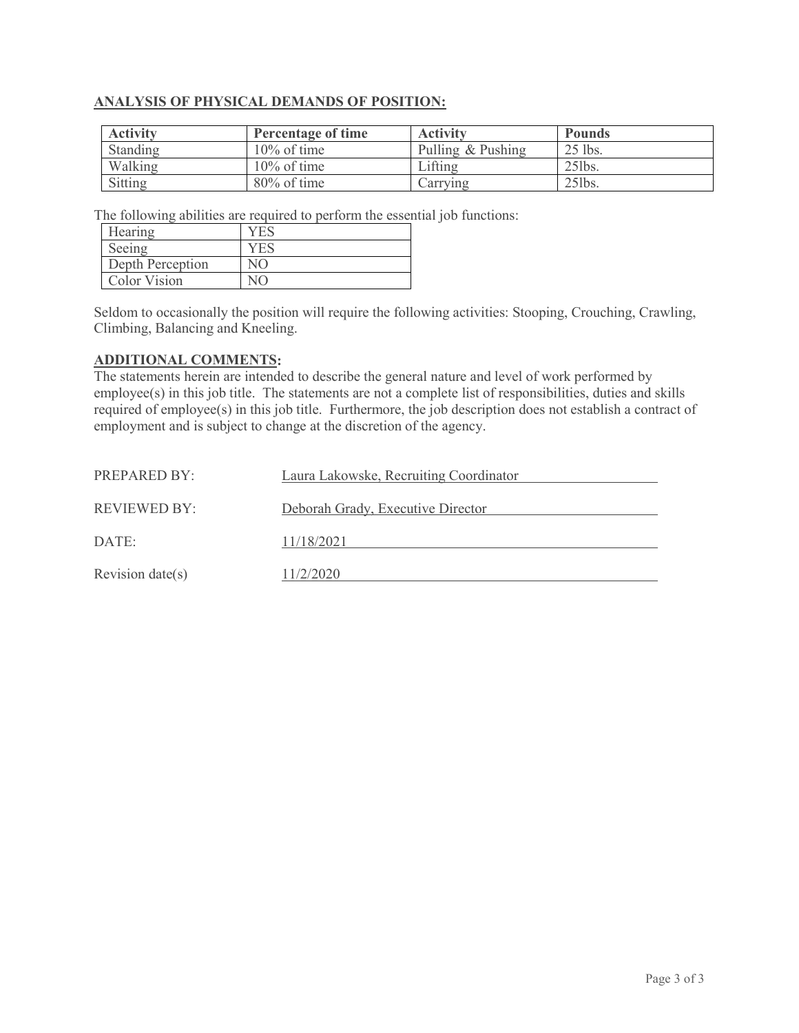**ANALYSIS OF PHYSICAL DEMANDS OF POSITION:**

| Activity | Percentage of time | Activity | Pounds |
|---|---|---|---|
| Standing | 10% of time | Pulling & Pushing | 25 lbs. |
| Walking | 10% of time | Lifting | 25lbs. |
| Sitting | 80% of time | Carrying | 25lbs. |

The following abilities are required to perform the essential job functions:

| | |
|---|---|
| Hearing | YES |
| Seeing | YES |
| Depth Perception | NO |
| Color Vision | NO |

Seldom to occasionally the position will require the following activities: Stooping, Crouching, Crawling, Climbing, Balancing and Kneeling.

**ADDITIONAL COMMENTS:**

The statements herein are intended to describe the general nature and level of work performed by employee(s) in this job title. The statements are not a complete list of responsibilities, duties and skills required of employee(s) in this job title. Furthermore, the job description does not establish a contract of employment and is subject to change at the discretion of the agency.

PREPARED BY: Laura Lakowske, Recruiting Coordinator

REVIEWED BY: Deborah Grady, Executive Director

DATE: 11/18/2021

Revision date(s) 11/2/2020